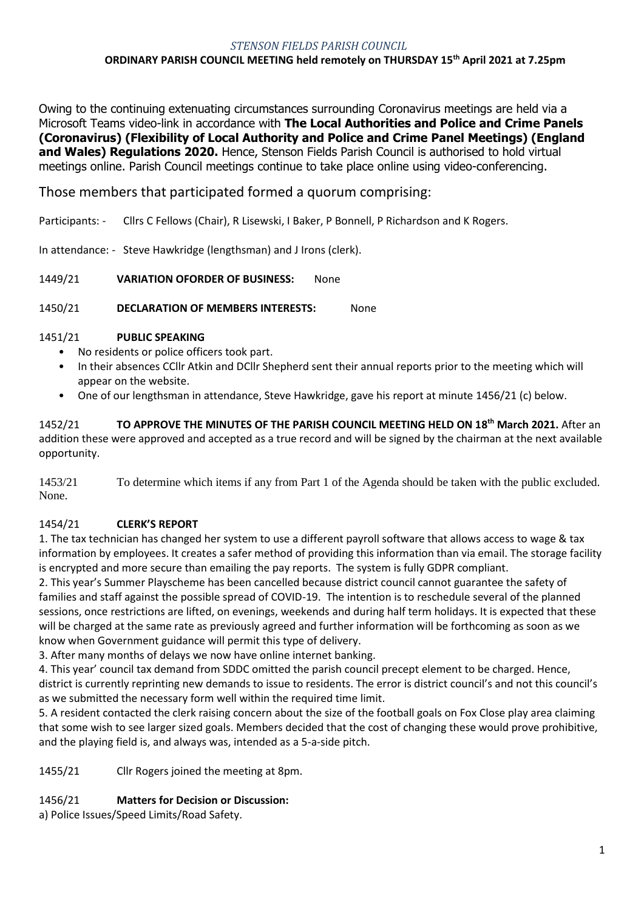*STENSON FIELDS PARISH COUNCIL*

**ORDINARY PARISH COUNCIL MEETING held remotely on THURSDAY 15th April 2021 at 7.25pm**

Owing to the continuing extenuating circumstances surrounding Coronavirus meetings are held via a Microsoft Teams video-link in accordance with **The Local Authorities and Police and Crime Panels (Coronavirus) (Flexibility of Local Authority and Police and Crime Panel Meetings) (England and Wales) Regulations 2020.** Hence, Stenson Fields Parish Council is authorised to hold virtual meetings online. Parish Council meetings continue to take place online using video-conferencing.

Those members that participated formed a quorum comprising:

Participants: - Cllrs C Fellows (Chair), R Lisewski, I Baker, P Bonnell, P Richardson and K Rogers.

In attendance: - Steve Hawkridge (lengthsman) and J Irons (clerk).

1449/21 **VARIATION OFORDER OF BUSINESS:** None

1450/21 **DECLARATION OF MEMBERS INTERESTS:** None

1451/21 **PUBLIC SPEAKING**

- No residents or police officers took part.
- In their absences CCllr Atkin and DCllr Shepherd sent their annual reports prior to the meeting which will appear on the website.
- One of our lengthsman in attendance, Steve Hawkridge, gave his report at minute 1456/21 (c) below.

1452/21 **TO APPROVE THE MINUTES OF THE PARISH COUNCIL MEETING HELD ON 18th March 2021.** After an addition these were approved and accepted as a true record and will be signed by the chairman at the next available opportunity.

1453/21 To determine which items if any from Part 1 of the Agenda should be taken with the public excluded. None.

1454/21 **CLERK'S REPORT**

1. The tax technician has changed her system to use a different payroll software that allows access to wage & tax information by employees. It creates a safer method of providing this information than via email. The storage facility is encrypted and more secure than emailing the pay reports. The system is fully GDPR compliant.
2. This year's Summer Playscheme has been cancelled because district council cannot guarantee the safety of families and staff against the possible spread of COVID-19. The intention is to reschedule several of the planned sessions, once restrictions are lifted, on evenings, weekends and during half term holidays. It is expected that these will be charged at the same rate as previously agreed and further information will be forthcoming as soon as we know when Government guidance will permit this type of delivery.
3. After many months of delays we now have online internet banking.
4. This year' council tax demand from SDDC omitted the parish council precept element to be charged. Hence, district is currently reprinting new demands to issue to residents. The error is district council's and not this council's as we submitted the necessary form well within the required time limit.
5. A resident contacted the clerk raising concern about the size of the football goals on Fox Close play area claiming that some wish to see larger sized goals. Members decided that the cost of changing these would prove prohibitive, and the playing field is, and always was, intended as a 5-a-side pitch.

1455/21 Cllr Rogers joined the meeting at 8pm.

1456/21 **Matters for Decision or Discussion:**

a) Police Issues/Speed Limits/Road Safety.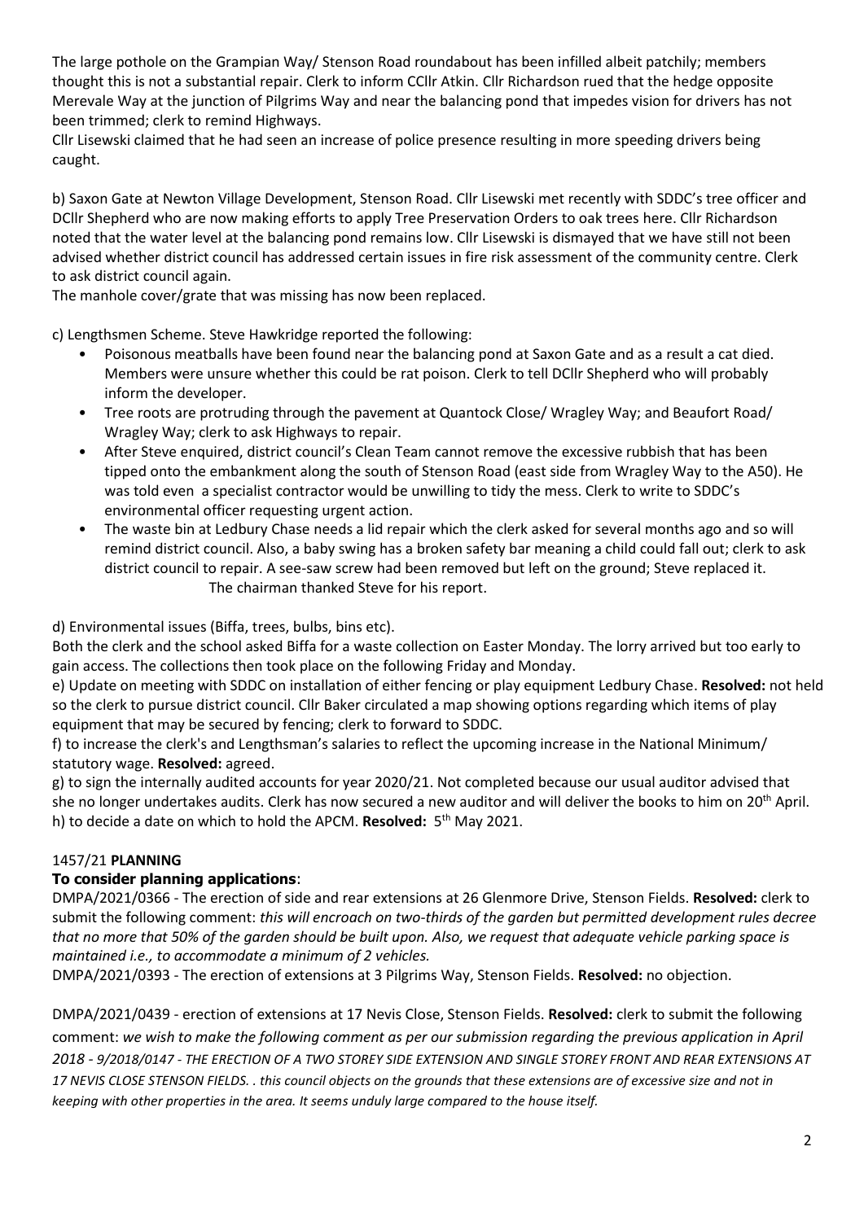The large pothole on the Grampian Way/ Stenson Road roundabout has been infilled albeit patchily; members thought this is not a substantial repair. Clerk to inform CCllr Atkin. Cllr Richardson rued that the hedge opposite Merevale Way at the junction of Pilgrims Way and near the balancing pond that impedes vision for drivers has not been trimmed; clerk to remind Highways.

Cllr Lisewski claimed that he had seen an increase of police presence resulting in more speeding drivers being caught.

b) Saxon Gate at Newton Village Development, Stenson Road. Cllr Lisewski met recently with SDDC's tree officer and DCllr Shepherd who are now making efforts to apply Tree Preservation Orders to oak trees here. Cllr Richardson noted that the water level at the balancing pond remains low. Cllr Lisewski is dismayed that we have still not been advised whether district council has addressed certain issues in fire risk assessment of the community centre. Clerk to ask district council again.

The manhole cover/grate that was missing has now been replaced.

c) Lengthsmen Scheme. Steve Hawkridge reported the following:

- Poisonous meatballs have been found near the balancing pond at Saxon Gate and as a result a cat died. Members were unsure whether this could be rat poison. Clerk to tell DCllr Shepherd who will probably inform the developer.
- Tree roots are protruding through the pavement at Quantock Close/ Wragley Way; and Beaufort Road/ Wragley Way; clerk to ask Highways to repair.
- After Steve enquired, district council's Clean Team cannot remove the excessive rubbish that has been tipped onto the embankment along the south of Stenson Road (east side from Wragley Way to the A50). He was told even a specialist contractor would be unwilling to tidy the mess. Clerk to write to SDDC's environmental officer requesting urgent action.
- The waste bin at Ledbury Chase needs a lid repair which the clerk asked for several months ago and so will remind district council. Also, a baby swing has a broken safety bar meaning a child could fall out; clerk to ask district council to repair. A see-saw screw had been removed but left on the ground; Steve replaced it.

The chairman thanked Steve for his report.

d) Environmental issues (Biffa, trees, bulbs, bins etc).

Both the clerk and the school asked Biffa for a waste collection on Easter Monday. The lorry arrived but too early to gain access. The collections then took place on the following Friday and Monday.

e) Update on meeting with SDDC on installation of either fencing or play equipment Ledbury Chase. **Resolved:** not held so the clerk to pursue district council. Cllr Baker circulated a map showing options regarding which items of play equipment that may be secured by fencing; clerk to forward to SDDC.

f) to increase the clerk's and Lengthsman's salaries to reflect the upcoming increase in the National Minimum/ statutory wage. **Resolved:** agreed.

g) to sign the internally audited accounts for year 2020/21. Not completed because our usual auditor advised that she no longer undertakes audits. Clerk has now secured a new auditor and will deliver the books to him on 20th April.

h) to decide a date on which to hold the APCM. **Resolved:** 5th May 2021.

1457/21 **PLANNING**

**To consider planning applications**:

DMPA/2021/0366 - The erection of side and rear extensions at 26 Glenmore Drive, Stenson Fields. **Resolved:** clerk to submit the following comment: *this will encroach on two-thirds of the garden but permitted development rules decree that no more that 50% of the garden should be built upon. Also, we request that adequate vehicle parking space is maintained i.e., to accommodate a minimum of 2 vehicles.*

DMPA/2021/0393 - The erection of extensions at 3 Pilgrims Way, Stenson Fields. **Resolved:** no objection.

DMPA/2021/0439 - erection of extensions at 17 Nevis Close, Stenson Fields. **Resolved:** clerk to submit the following comment: *we wish to make the following comment as per our submission regarding the previous application in April 2018 - 9/2018/0147 - THE ERECTION OF A TWO STOREY SIDE EXTENSION AND SINGLE STOREY FRONT AND REAR EXTENSIONS AT 17 NEVIS CLOSE STENSON FIELDS. . this council objects on the grounds that these extensions are of excessive size and not in keeping with other properties in the area. It seems unduly large compared to the house itself.*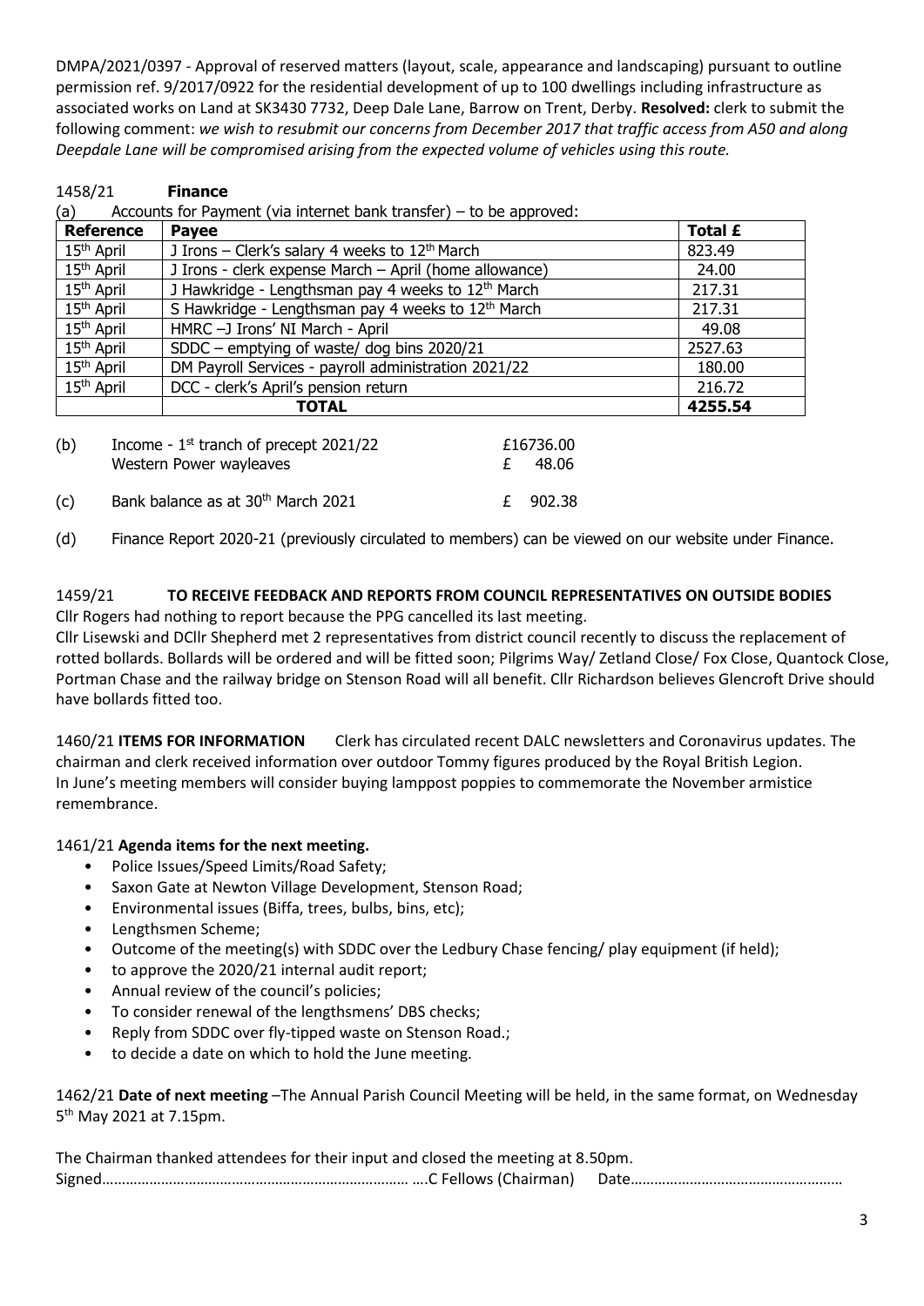DMPA/2021/0397 - Approval of reserved matters (layout, scale, appearance and landscaping) pursuant to outline permission ref. 9/2017/0922 for the residential development of up to 100 dwellings including infrastructure as associated works on Land at SK3430 7732, Deep Dale Lane, Barrow on Trent, Derby. **Resolved:** clerk to submit the following comment: *we wish to resubmit our concerns from December 2017 that traffic access from A50 and along Deepdale Lane will be compromised arising from the expected volume of vehicles using this route.*

1458/21 **Finance**

(a) Accounts for Payment (via internet bank transfer) – to be approved:

| Reference | Payee | Total £ |
|---|---|---|
| 15th April | J Irons – Clerk's salary 4 weeks to 12th March | 823.49 |
| 15th April | J Irons - clerk expense March – April (home allowance) | 24.00 |
| 15th April | J Hawkridge - Lengthsman pay 4 weeks to 12th March | 217.31 |
| 15th April | S Hawkridge - Lengthsman pay 4 weeks to 12th March | 217.31 |
| 15th April | HMRC –J Irons' NI March - April | 49.08 |
| 15th April | SDDC – emptying of waste/ dog bins 2020/21 | 2527.63 |
| 15th April | DM Payroll Services - payroll administration 2021/22 | 180.00 |
| 15th April | DCC - clerk's April's pension return | 216.72 |
| | **TOTAL** | **4255.54** |

(b) Income - 1st tranch of precept 2021/22 £16736.00
Western Power wayleaves £ 48.06

(c) Bank balance as at 30th March 2021 £ 902.38

(d) Finance Report 2020-21 (previously circulated to members) can be viewed on our website under Finance.

1459/21 **TO RECEIVE FEEDBACK AND REPORTS FROM COUNCIL REPRESENTATIVES ON OUTSIDE BODIES**

Cllr Rogers had nothing to report because the PPG cancelled its last meeting.

Cllr Lisewski and DCllr Shepherd met 2 representatives from district council recently to discuss the replacement of rotted bollards. Bollards will be ordered and will be fitted soon; Pilgrims Way/ Zetland Close/ Fox Close, Quantock Close, Portman Chase and the railway bridge on Stenson Road will all benefit. Cllr Richardson believes Glencroft Drive should have bollards fitted too.

1460/21 **ITEMS FOR INFORMATION** Clerk has circulated recent DALC newsletters and Coronavirus updates. The chairman and clerk received information over outdoor Tommy figures produced by the Royal British Legion. In June's meeting members will consider buying lamppost poppies to commemorate the November armistice remembrance.

1461/21 **Agenda items for the next meeting.**

- Police Issues/Speed Limits/Road Safety;
- Saxon Gate at Newton Village Development, Stenson Road;
- Environmental issues (Biffa, trees, bulbs, bins, etc);
- Lengthsmen Scheme;
- Outcome of the meeting(s) with SDDC over the Ledbury Chase fencing/ play equipment (if held);
- to approve the 2020/21 internal audit report;
- Annual review of the council's policies;
- To consider renewal of the lengthsmens' DBS checks;
- Reply from SDDC over fly-tipped waste on Stenson Road.;
- to decide a date on which to hold the June meeting.

1462/21 **Date of next meeting** –The Annual Parish Council Meeting will be held, in the same format, on Wednesday 5th May 2021 at 7.15pm.

The Chairman thanked attendees for their input and closed the meeting at 8.50pm.

Signed…………………………………………………………………… ….C Fellows (Chairman) Date………………………………………………